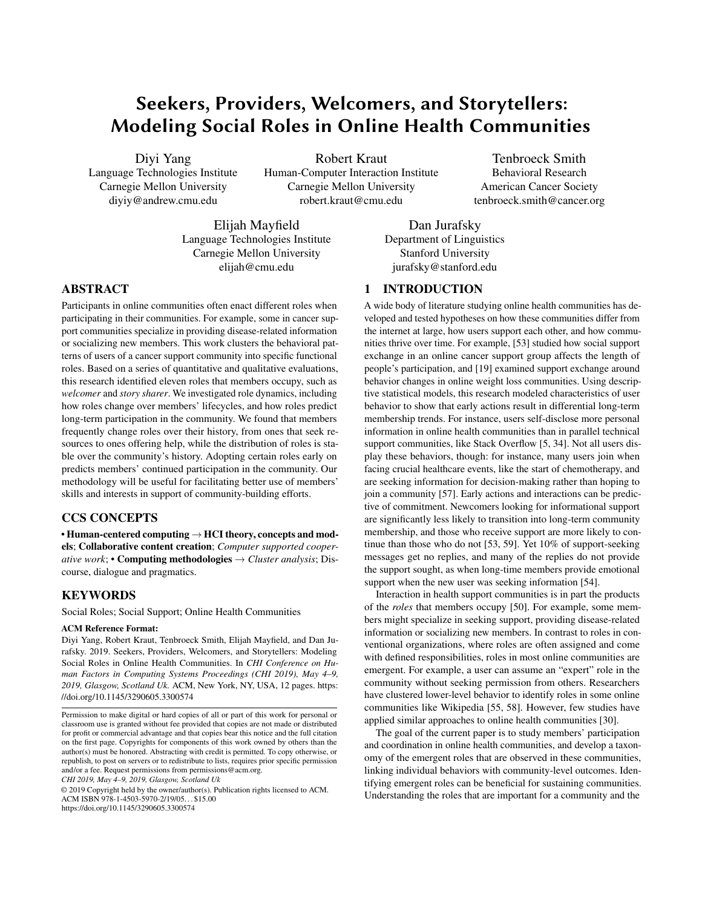# Seekers, Providers, Welcomers, and Storytellers: Modeling Social Roles in Online Health Communities

Diyi Yang
Language Technologies Institute
Carnegie Mellon University
diyiy@andrew.cmu.edu

Robert Kraut
Human-Computer Interaction Institute
Carnegie Mellon University
robert.kraut@cmu.edu

Tenbroeck Smith
Behavioral Research
American Cancer Society
tenbroeck.smith@cancer.org

Elijah Mayfield
Language Technologies Institute
Carnegie Mellon University
elijah@cmu.edu

Dan Jurafsky
Department of Linguistics
Stanford University
jurafsky@stanford.edu

## ABSTRACT

Participants in online communities often enact different roles when participating in their communities. For example, some in cancer support communities specialize in providing disease-related information or socializing new members. This work clusters the behavioral patterns of users of a cancer support community into specific functional roles. Based on a series of quantitative and qualitative evaluations, this research identified eleven roles that members occupy, such as *welcomer* and *story sharer*. We investigated role dynamics, including how roles change over members' lifecycles, and how roles predict long-term participation in the community. We found that members frequently change roles over their history, from ones that seek resources to ones offering help, while the distribution of roles is stable over the community's history. Adopting certain roles early on predicts members' continued participation in the community. Our methodology will be useful for facilitating better use of members' skills and interests in support of community-building efforts.

## CCS CONCEPTS

• **Human-centered computing** → **HCI theory, concepts and models**; **Collaborative content creation**; *Computer supported cooperative work*; • **Computing methodologies** → *Cluster analysis*; Discourse, dialogue and pragmatics.

## KEYWORDS

Social Roles; Social Support; Online Health Communities

**ACM Reference Format:**
Diyi Yang, Robert Kraut, Tenbroeck Smith, Elijah Mayfield, and Dan Jurafsky. 2019. Seekers, Providers, Welcomers, and Storytellers: Modeling Social Roles in Online Health Communities. In *CHI Conference on Human Factors in Computing Systems Proceedings (CHI 2019), May 4–9, 2019, Glasgow, Scotland Uk.* ACM, New York, NY, USA, 12 pages. https://doi.org/10.1145/3290605.3300574

Permission to make digital or hard copies of all or part of this work for personal or classroom use is granted without fee provided that copies are not made or distributed for profit or commercial advantage and that copies bear this notice and the full citation on the first page. Copyrights for components of this work owned by others than the author(s) must be honored. Abstracting with credit is permitted. To copy otherwise, or republish, to post on servers or to redistribute to lists, requires prior specific permission and/or a fee. Request permissions from permissions@acm.org.
*CHI 2019, May 4–9, 2019, Glasgow, Scotland Uk*
© 2019 Copyright held by the owner/author(s). Publication rights licensed to ACM.
ACM ISBN 978-1-4503-5970-2/19/05...$15.00
https://doi.org/10.1145/3290605.3300574

## 1 INTRODUCTION

A wide body of literature studying online health communities has developed and tested hypotheses on how these communities differ from the internet at large, how users support each other, and how communities thrive over time. For example, [53] studied how social support exchange in an online cancer support group affects the length of people's participation, and [19] examined support exchange around behavior changes in online weight loss communities. Using descriptive statistical models, this research modeled characteristics of user behavior to show that early actions result in differential long-term membership trends. For instance, users self-disclose more personal information in online health communities than in parallel technical support communities, like Stack Overflow [5, 34]. Not all users display these behaviors, though: for instance, many users join when facing crucial healthcare events, like the start of chemotherapy, and are seeking information for decision-making rather than hoping to join a community [57]. Early actions and interactions can be predictive of commitment. Newcomers looking for informational support are significantly less likely to transition into long-term community membership, and those who receive support are more likely to continue than those who do not [53, 59]. Yet 10% of support-seeking messages get no replies, and many of the replies do not provide the support sought, as when long-time members provide emotional support when the new user was seeking information [54].

Interaction in health support communities is in part the products of the *roles* that members occupy [50]. For example, some members might specialize in seeking support, providing disease-related information or socializing new members. In contrast to roles in conventional organizations, where roles are often assigned and come with defined responsibilities, roles in most online communities are emergent. For example, a user can assume an "expert" role in the community without seeking permission from others. Researchers have clustered lower-level behavior to identify roles in some online communities like Wikipedia [55, 58]. However, few studies have applied similar approaches to online health communities [30].

The goal of the current paper is to study members' participation and coordination in online health communities, and develop a taxonomy of the emergent roles that are observed in these communities, linking individual behaviors with community-level outcomes. Identifying emergent roles can be beneficial for sustaining communities. Understanding the roles that are important for a community and the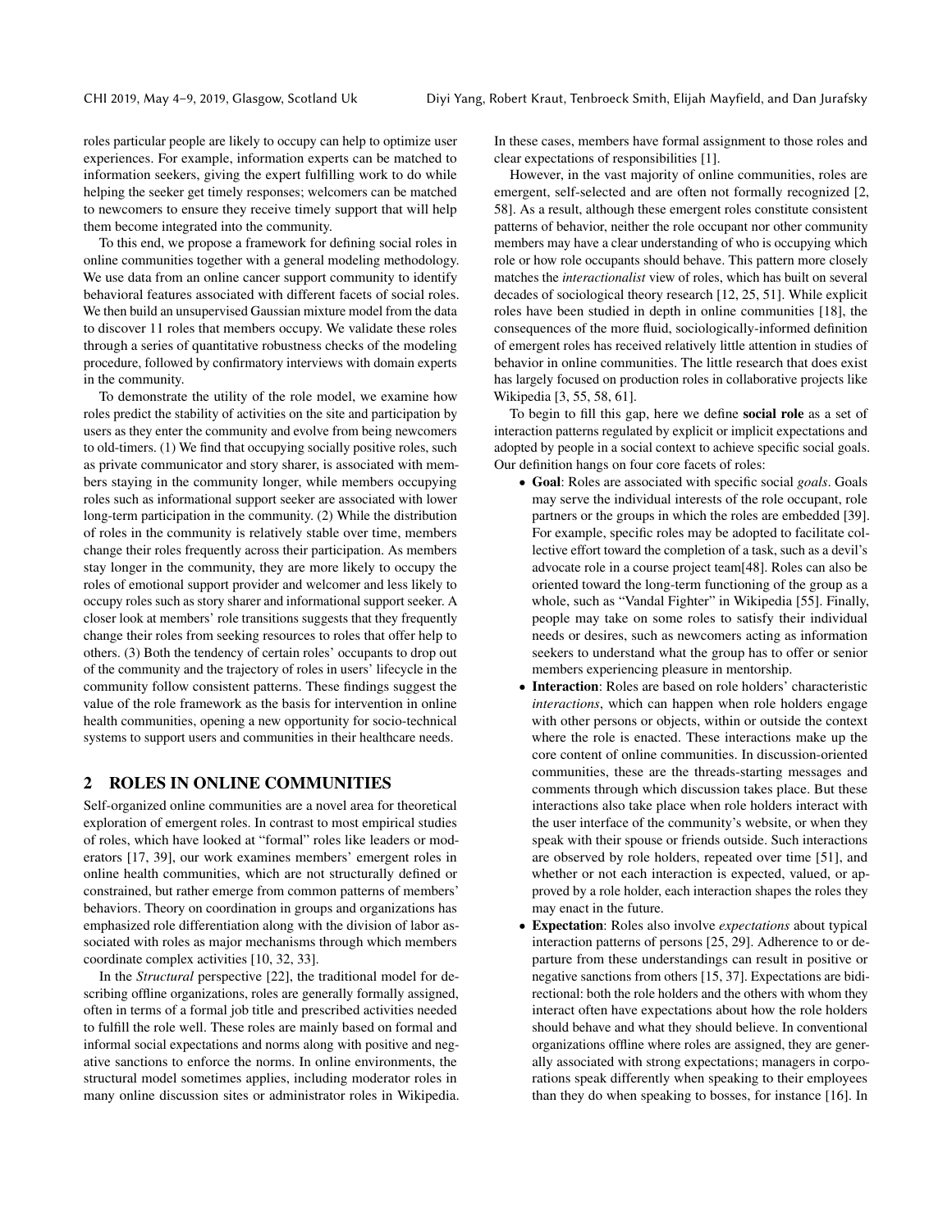roles particular people are likely to occupy can help to optimize user experiences. For example, information experts can be matched to information seekers, giving the expert fulfilling work to do while helping the seeker get timely responses; welcomers can be matched to newcomers to ensure they receive timely support that will help them become integrated into the community.

To this end, we propose a framework for defining social roles in online communities together with a general modeling methodology. We use data from an online cancer support community to identify behavioral features associated with different facets of social roles. We then build an unsupervised Gaussian mixture model from the data to discover 11 roles that members occupy. We validate these roles through a series of quantitative robustness checks of the modeling procedure, followed by confirmatory interviews with domain experts in the community.

To demonstrate the utility of the role model, we examine how roles predict the stability of activities on the site and participation by users as they enter the community and evolve from being newcomers to old-timers. (1) We find that occupying socially positive roles, such as private communicator and story sharer, is associated with members staying in the community longer, while members occupying roles such as informational support seeker are associated with lower long-term participation in the community. (2) While the distribution of roles in the community is relatively stable over time, members change their roles frequently across their participation. As members stay longer in the community, they are more likely to occupy the roles of emotional support provider and welcomer and less likely to occupy roles such as story sharer and informational support seeker. A closer look at members' role transitions suggests that they frequently change their roles from seeking resources to roles that offer help to others. (3) Both the tendency of certain roles' occupants to drop out of the community and the trajectory of roles in users' lifecycle in the community follow consistent patterns. These findings suggest the value of the role framework as the basis for intervention in online health communities, opening a new opportunity for socio-technical systems to support users and communities in their healthcare needs.

## 2 ROLES IN ONLINE COMMUNITIES

Self-organized online communities are a novel area for theoretical exploration of emergent roles. In contrast to most empirical studies of roles, which have looked at "formal" roles like leaders or moderators [17, 39], our work examines members' emergent roles in online health communities, which are not structurally defined or constrained, but rather emerge from common patterns of members' behaviors. Theory on coordination in groups and organizations has emphasized role differentiation along with the division of labor associated with roles as major mechanisms through which members coordinate complex activities [10, 32, 33].

In the *Structural* perspective [22], the traditional model for describing offline organizations, roles are generally formally assigned, often in terms of a formal job title and prescribed activities needed to fulfill the role well. These roles are mainly based on formal and informal social expectations and norms along with positive and negative sanctions to enforce the norms. In online environments, the structural model sometimes applies, including moderator roles in many online discussion sites or administrator roles in Wikipedia. In these cases, members have formal assignment to those roles and clear expectations of responsibilities [1].

However, in the vast majority of online communities, roles are emergent, self-selected and are often not formally recognized [2, 58]. As a result, although these emergent roles constitute consistent patterns of behavior, neither the role occupant nor other community members may have a clear understanding of who is occupying which role or how role occupants should behave. This pattern more closely matches the *interactionalist* view of roles, which has built on several decades of sociological theory research [12, 25, 51]. While explicit roles have been studied in depth in online communities [18], the consequences of the more fluid, sociologically-informed definition of emergent roles has received relatively little attention in studies of behavior in online communities. The little research that does exist has largely focused on production roles in collaborative projects like Wikipedia [3, 55, 58, 61].

To begin to fill this gap, here we define **social role** as a set of interaction patterns regulated by explicit or implicit expectations and adopted by people in a social context to achieve specific social goals. Our definition hangs on four core facets of roles:

- **Goal**: Roles are associated with specific social *goals*. Goals may serve the individual interests of the role occupant, role partners or the groups in which the roles are embedded [39]. For example, specific roles may be adopted to facilitate collective effort toward the completion of a task, such as a devil's advocate role in a course project team[48]. Roles can also be oriented toward the long-term functioning of the group as a whole, such as "Vandal Fighter" in Wikipedia [55]. Finally, people may take on some roles to satisfy their individual needs or desires, such as newcomers acting as information seekers to understand what the group has to offer or senior members experiencing pleasure in mentorship.
- **Interaction**: Roles are based on role holders' characteristic *interactions*, which can happen when role holders engage with other persons or objects, within or outside the context where the role is enacted. These interactions make up the core content of online communities. In discussion-oriented communities, these are the threads-starting messages and comments through which discussion takes place. But these interactions also take place when role holders interact with the user interface of the community's website, or when they speak with their spouse or friends outside. Such interactions are observed by role holders, repeated over time [51], and whether or not each interaction is expected, valued, or approved by a role holder, each interaction shapes the roles they may enact in the future.
- **Expectation**: Roles also involve *expectations* about typical interaction patterns of persons [25, 29]. Adherence to or departure from these understandings can result in positive or negative sanctions from others [15, 37]. Expectations are bidirectional: both the role holders and the others with whom they interact often have expectations about how the role holders should behave and what they should believe. In conventional organizations offline where roles are assigned, they are generally associated with strong expectations; managers in corporations speak differently when speaking to their employees than they do when speaking to bosses, for instance [16]. In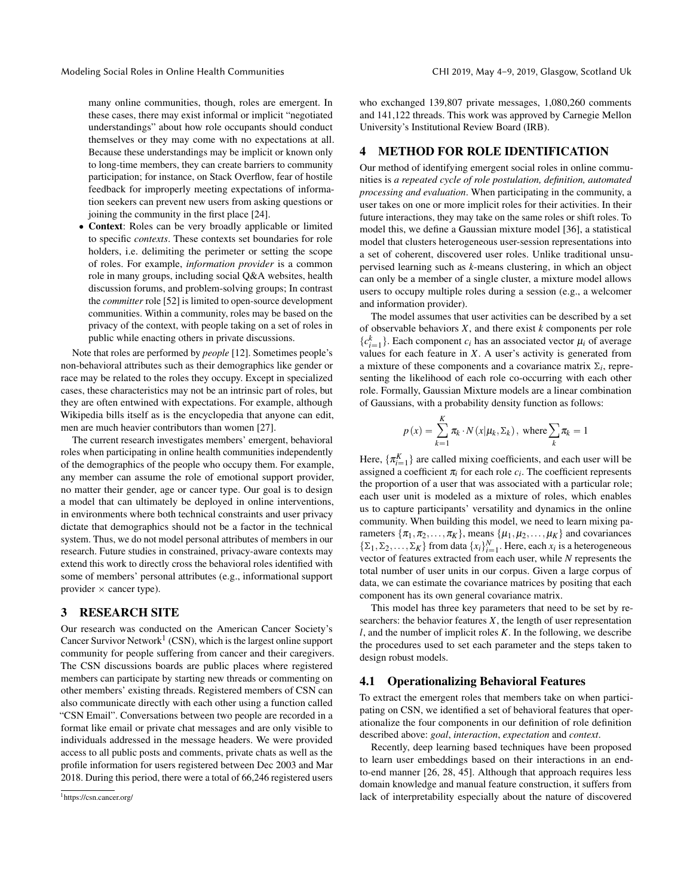many online communities, though, roles are emergent. In these cases, there may exist informal or implicit "negotiated understandings" about how role occupants should conduct themselves or they may come with no expectations at all. Because these understandings may be implicit or known only to long-time members, they can create barriers to community participation; for instance, on Stack Overflow, fear of hostile feedback for improperly meeting expectations of information seekers can prevent new users from asking questions or joining the community in the first place [24].

- **Context**: Roles can be very broadly applicable or limited to specific *contexts*. These contexts set boundaries for role holders, i.e. delimiting the perimeter or setting the scope of roles. For example, *information provider* is a common role in many groups, including social Q&A websites, health discussion forums, and problem-solving groups; In contrast the *committer* role [52] is limited to open-source development communities. Within a community, roles may be based on the privacy of the context, with people taking on a set of roles in public while enacting others in private discussions.

Note that roles are performed by *people* [12]. Sometimes people's non-behavioral attributes such as their demographics like gender or race may be related to the roles they occupy. Except in specialized cases, these characteristics may not be an intrinsic part of roles, but they are often entwined with expectations. For example, although Wikipedia bills itself as is the encyclopedia that anyone can edit, men are much heavier contributors than women [27].

The current research investigates members' emergent, behavioral roles when participating in online health communities independently of the demographics of the people who occupy them. For example, any member can assume the role of emotional support provider, no matter their gender, age or cancer type. Our goal is to design a model that can ultimately be deployed in online interventions, in environments where both technical constraints and user privacy dictate that demographics should not be a factor in the technical system. Thus, we do not model personal attributes of members in our research. Future studies in constrained, privacy-aware contexts may extend this work to directly cross the behavioral roles identified with some of members' personal attributes (e.g., informational support provider × cancer type).

## 3 RESEARCH SITE

Our research was conducted on the American Cancer Society's Cancer Survivor Network[1] (CSN), which is the largest online support community for people suffering from cancer and their caregivers. The CSN discussions boards are public places where registered members can participate by starting new threads or commenting on other members' existing threads. Registered members of CSN can also communicate directly with each other using a function called "CSN Email". Conversations between two people are recorded in a format like email or private chat messages and are only visible to individuals addressed in the message headers. We were provided access to all public posts and comments, private chats as well as the profile information for users registered between Dec 2003 and Mar 2018. During this period, there were a total of 66,246 registered users who exchanged 139,807 private messages, 1,080,260 comments and 141,122 threads. This work was approved by Carnegie Mellon University's Institutional Review Board (IRB).

[1] https://csn.cancer.org/

## 4 METHOD FOR ROLE IDENTIFICATION

Our method of identifying emergent social roles in online communities is *a repeated cycle of role postulation, definition, automated processing and evaluation*. When participating in the community, a user takes on one or more implicit roles for their activities. In their future interactions, they may take on the same roles or shift roles. To model this, we define a Gaussian mixture model [36], a statistical model that clusters heterogeneous user-session representations into a set of coherent, discovered user roles. Unlike traditional unsupervised learning such as *k*-means clustering, in which an object can only be a member of a single cluster, a mixture model allows users to occupy multiple roles during a session (e.g., a welcomer and information provider).

The model assumes that user activities can be described by a set of observable behaviors $X$, and there exist $k$ components per role $\{c_{i=1}^{k}\}$. Each component $c_i$ has an associated vector $\mu_i$ of average values for each feature in $X$. A user's activity is generated from a mixture of these components and a covariance matrix $\Sigma_i$, representing the likelihood of each role co-occurring with each other role. Formally, Gaussian Mixture models are a linear combination of Gaussians, with a probability density function as follows:

$$p(x) = \sum_{k=1}^{K} \pi_k \cdot N(x|\mu_k, \Sigma_k), \text{ where} \sum_{k} \pi_k = 1$$

Here, $\{\pi_{i=1}^{K}\}$ are called mixing coefficients, and each user will be assigned a coefficient $\pi_i$ for each role $c_i$. The coefficient represents the proportion of a user that was associated with a particular role; each user unit is modeled as a mixture of roles, which enables us to capture participants' versatility and dynamics in the online community. When building this model, we need to learn mixing parameters $\{\pi_1, \pi_2, \ldots, \pi_K\}$, means $\{\mu_1, \mu_2, \ldots, \mu_K\}$ and covariances $\{\Sigma_1, \Sigma_2, \ldots, \Sigma_K\}$ from data $\{x_i\}_{i=1}^{N}$. Here, each $x_i$ is a heterogeneous vector of features extracted from each user, while $N$ represents the total number of user units in our corpus. Given a large corpus of data, we can estimate the covariance matrices by positing that each component has its own general covariance matrix.

This model has three key parameters that need to be set by researchers: the behavior features $X$, the length of user representation $l$, and the number of implicit roles $K$. In the following, we describe the procedures used to set each parameter and the steps taken to design robust models.

### 4.1 Operationalizing Behavioral Features

To extract the emergent roles that members take on when participating on CSN, we identified a set of behavioral features that operationalize the four components in our definition of role definition described above: *goal*, *interaction*, *expectation* and *context*.

Recently, deep learning based techniques have been proposed to learn user embeddings based on their interactions in an end-to-end manner [26, 28, 45]. Although that approach requires less domain knowledge and manual feature construction, it suffers from lack of interpretability especially about the nature of discovered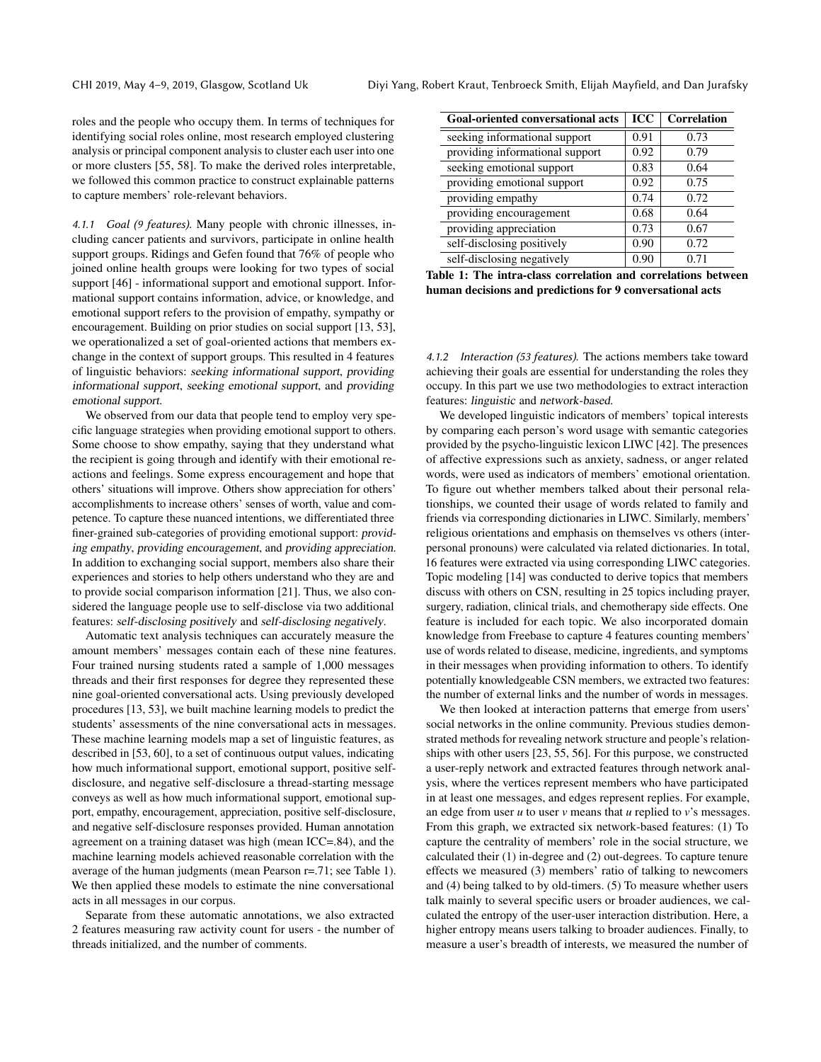roles and the people who occupy them. In terms of techniques for identifying social roles online, most research employed clustering analysis or principal component analysis to cluster each user into one or more clusters [55, 58]. To make the derived roles interpretable, we followed this common practice to construct explainable patterns to capture members' role-relevant behaviors.

#### 4.1.1 Goal (9 features).

Many people with chronic illnesses, including cancer patients and survivors, participate in online health support groups. Ridings and Gefen found that 76% of people who joined online health groups were looking for two types of social support [46] - informational support and emotional support. Informational support contains information, advice, or knowledge, and emotional support refers to the provision of empathy, sympathy or encouragement. Building on prior studies on social support [13, 53], we operationalized a set of goal-oriented actions that members exchange in the context of support groups. This resulted in 4 features of linguistic behaviors: *seeking informational support*, *providing informational support*, *seeking emotional support*, and *providing emotional support*.

We observed from our data that people tend to employ very specific language strategies when providing emotional support to others. Some choose to show empathy, saying that they understand what the recipient is going through and identify with their emotional reactions and feelings. Some express encouragement and hope that others' situations will improve. Others show appreciation for others' accomplishments to increase others' senses of worth, value and competence. To capture these nuanced intentions, we differentiated three finer-grained sub-categories of providing emotional support: *providing empathy*, *providing encouragement*, and *providing appreciation*. In addition to exchanging social support, members also share their experiences and stories to help others understand who they are and to provide social comparison information [21]. Thus, we also considered the language people use to self-disclose via two additional features: *self-disclosing positively* and *self-disclosing negatively*.

Automatic text analysis techniques can accurately measure the amount members' messages contain each of these nine features. Four trained nursing students rated a sample of 1,000 messages threads and their first responses for degree they represented these nine goal-oriented conversational acts. Using previously developed procedures [13, 53], we built machine learning models to predict the students' assessments of the nine conversational acts in messages. These machine learning models map a set of linguistic features, as described in [53, 60], to a set of continuous output values, indicating how much informational support, emotional support, positive self-disclosure, and negative self-disclosure a thread-starting message conveys as well as how much informational support, emotional support, empathy, encouragement, appreciation, positive self-disclosure, and negative self-disclosure responses provided. Human annotation agreement on a training dataset was high (mean ICC=.84), and the machine learning models achieved reasonable correlation with the average of the human judgments (mean Pearson r=.71; see Table 1). We then applied these models to estimate the nine conversational acts in all messages in our corpus.

Separate from these automatic annotations, we also extracted 2 features measuring raw activity count for users - the number of threads initialized, and the number of comments.

| Goal-oriented conversational acts | ICC | Correlation |
|---|---|---|
| seeking informational support | 0.91 | 0.73 |
| providing informational support | 0.92 | 0.79 |
| seeking emotional support | 0.83 | 0.64 |
| providing emotional support | 0.92 | 0.75 |
| providing empathy | 0.74 | 0.72 |
| providing encouragement | 0.68 | 0.64 |
| providing appreciation | 0.73 | 0.67 |
| self-disclosing positively | 0.90 | 0.72 |
| self-disclosing negatively | 0.90 | 0.71 |

**Table 1: The intra-class correlation and correlations between human decisions and predictions for 9 conversational acts**

#### 4.1.2 Interaction (53 features).

The actions members take toward achieving their goals are essential for understanding the roles they occupy. In this part we use two methodologies to extract interaction features: *linguistic* and *network-based*.

We developed linguistic indicators of members' topical interests by comparing each person's word usage with semantic categories provided by the psycho-linguistic lexicon LIWC [42]. The presences of affective expressions such as anxiety, sadness, or anger related words, were used as indicators of members' emotional orientation. To figure out whether members talked about their personal relationships, we counted their usage of words related to family and friends via corresponding dictionaries in LIWC. Similarly, members' religious orientations and emphasis on themselves vs others (interpersonal pronouns) were calculated via related dictionaries. In total, 16 features were extracted via using corresponding LIWC categories. Topic modeling [14] was conducted to derive topics that members discuss with others on CSN, resulting in 25 topics including prayer, surgery, radiation, clinical trials, and chemotherapy side effects. One feature is included for each topic. We also incorporated domain knowledge from Freebase to capture 4 features counting members' use of words related to disease, medicine, ingredients, and symptoms in their messages when providing information to others. To identify potentially knowledgeable CSN members, we extracted two features: the number of external links and the number of words in messages.

We then looked at interaction patterns that emerge from users' social networks in the online community. Previous studies demonstrated methods for revealing network structure and people's relationships with other users [23, 55, 56]. For this purpose, we constructed a user-reply network and extracted features through network analysis, where the vertices represent members who have participated in at least one messages, and edges represent replies. For example, an edge from user $u$ to user $v$ means that $u$ replied to $v$'s messages. From this graph, we extracted six network-based features: (1) To capture the centrality of members' role in the social structure, we calculated their (1) in-degree and (2) out-degrees. To capture tenure effects we measured (3) members' ratio of talking to newcomers and (4) being talked to by old-timers. (5) To measure whether users talk mainly to several specific users or broader audiences, we calculated the entropy of the user-user interaction distribution. Here, a higher entropy means users talking to broader audiences. Finally, to measure a user's breadth of interests, we measured the number of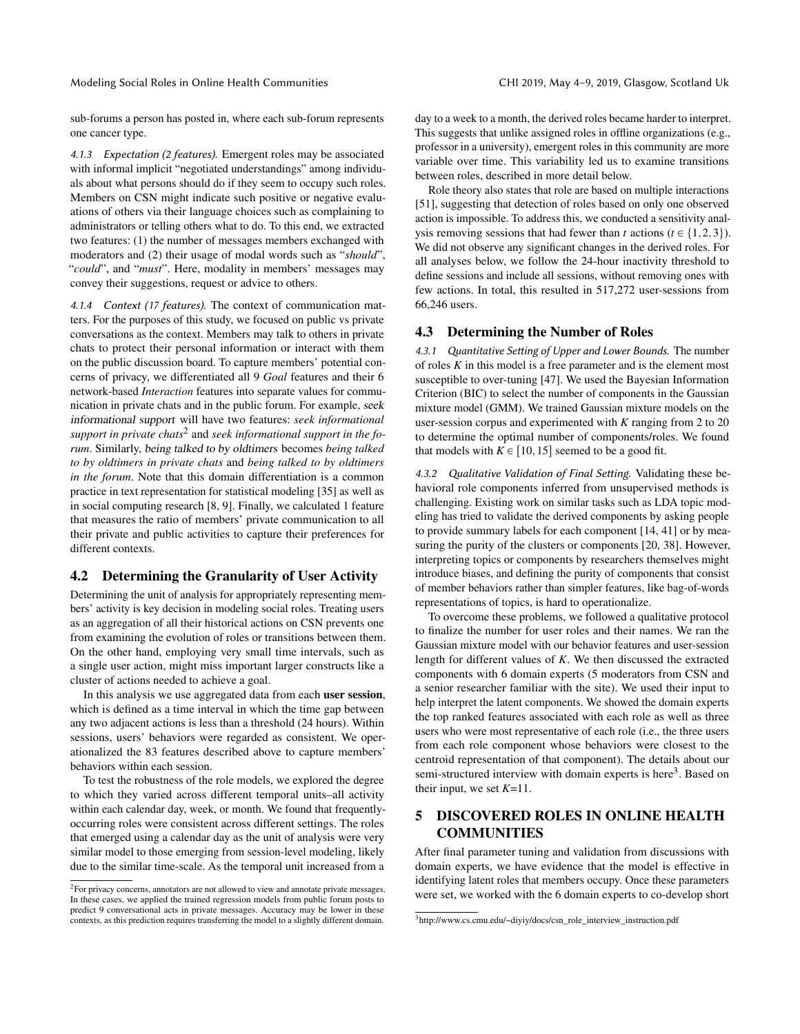sub-forums a person has posted in, where each sub-forum represents one cancer type.

*4.1.3 Expectation (2 features).* Emergent roles may be associated with informal implicit "negotiated understandings" among individuals about what persons should do if they seem to occupy such roles. Members on CSN might indicate such positive or negative evaluations of others via their language choices such as complaining to administrators or telling others what to do. To this end, we extracted two features: (1) the number of messages members exchanged with moderators and (2) their usage of modal words such as "*should*", "*could*", and "*must*". Here, modality in members' messages may convey their suggestions, request or advice to others.

*4.1.4 Context (17 features).* The context of communication matters. For the purposes of this study, we focused on public vs private conversations as the context. Members may talk to others in private chats to protect their personal information or interact with them on the public discussion board. To capture members' potential concerns of privacy, we differentiated all 9 *Goal* features and their 6 network-based *Interaction* features into separate values for communication in private chats and in the public forum. For example, seek informational support will have two features: *seek informational support in private chats*[2] and *seek informational support in the forum*. Similarly, being talked to by oldtimers becomes *being talked to by oldtimers in private chats* and *being talked to by oldtimers in the forum*. Note that this domain differentiation is a common practice in text representation for statistical modeling [35] as well as in social computing research [8, 9]. Finally, we calculated 1 feature that measures the ratio of members' private communication to all their private and public activities to capture their preferences for different contexts.

## 4.2 Determining the Granularity of User Activity

Determining the unit of analysis for appropriately representing members' activity is key decision in modeling social roles. Treating users as an aggregation of all their historical actions on CSN prevents one from examining the evolution of roles or transitions between them. On the other hand, employing very small time intervals, such as a single user action, might miss important larger constructs like a cluster of actions needed to achieve a goal.

In this analysis we use aggregated data from each **user session**, which is defined as a time interval in which the time gap between any two adjacent actions is less than a threshold (24 hours). Within sessions, users' behaviors were regarded as consistent. We operationalized the 83 features described above to capture members' behaviors within each session.

To test the robustness of the role models, we explored the degree to which they varied across different temporal units–all activity within each calendar day, week, or month. We found that frequently-occurring roles were consistent across different settings. The roles that emerged using a calendar day as the unit of analysis were very similar model to those emerging from session-level modeling, likely due to the similar time-scale. As the temporal unit increased from a day to a week to a month, the derived roles became harder to interpret. This suggests that unlike assigned roles in offline organizations (e.g., professor in a university), emergent roles in this community are more variable over time. This variability led us to examine transitions between roles, described in more detail below.

Role theory also states that role are based on multiple interactions [51], suggesting that detection of roles based on only one observed action is impossible. To address this, we conducted a sensitivity analysis removing sessions that had fewer than $t$ actions ($t \in \{1, 2, 3\}$). We did not observe any significant changes in the derived roles. For all analyses below, we follow the 24-hour inactivity threshold to define sessions and include all sessions, without removing ones with few actions. In total, this resulted in 517,272 user-sessions from 66,246 users.

## 4.3 Determining the Number of Roles

*4.3.1 Quantitative Setting of Upper and Lower Bounds.* The number of roles $K$ in this model is a free parameter and is the element most susceptible to over-tuning [47]. We used the Bayesian Information Criterion (BIC) to select the number of components in the Gaussian mixture model (GMM). We trained Gaussian mixture models on the user-session corpus and experimented with $K$ ranging from 2 to 20 to determine the optimal number of components/roles. We found that models with $K \in [10, 15]$ seemed to be a good fit.

*4.3.2 Qualitative Validation of Final Setting.* Validating these behavioral role components inferred from unsupervised methods is challenging. Existing work on similar tasks such as LDA topic modeling has tried to validate the derived components by asking people to provide summary labels for each component [14, 41] or by measuring the purity of the clusters or components [20, 38]. However, interpreting topics or components by researchers themselves might introduce biases, and defining the purity of components that consist of member behaviors rather than simpler features, like bag-of-words representations of topics, is hard to operationalize.

To overcome these problems, we followed a qualitative protocol to finalize the number for user roles and their names. We ran the Gaussian mixture model with our behavior features and user-session length for different values of $K$. We then discussed the extracted components with 6 domain experts (5 moderators from CSN and a senior researcher familiar with the site). We used their input to help interpret the latent components. We showed the domain experts the top ranked features associated with each role as well as three users who were most representative of each role (i.e., the three users from each role component whose behaviors were closest to the centroid representation of that component). The details about our semi-structured interview with domain experts is here[3]. Based on their input, we set $K$=11.

# 5 DISCOVERED ROLES IN ONLINE HEALTH COMMUNITIES

After final parameter tuning and validation from discussions with domain experts, we have evidence that the model is effective in identifying latent roles that members occupy. Once these parameters were set, we worked with the 6 domain experts to co-develop short

[2] For privacy concerns, annotators are not allowed to view and annotate private messages. In these cases, we applied the trained regression models from public forum posts to predict 9 conversational acts in private messages. Accuracy may be lower in these contexts, as this prediction requires transferring the model to a slightly different domain.

[3] http://www.cs.cmu.edu/~diyiy/docs/csn_role_interview_instruction.pdf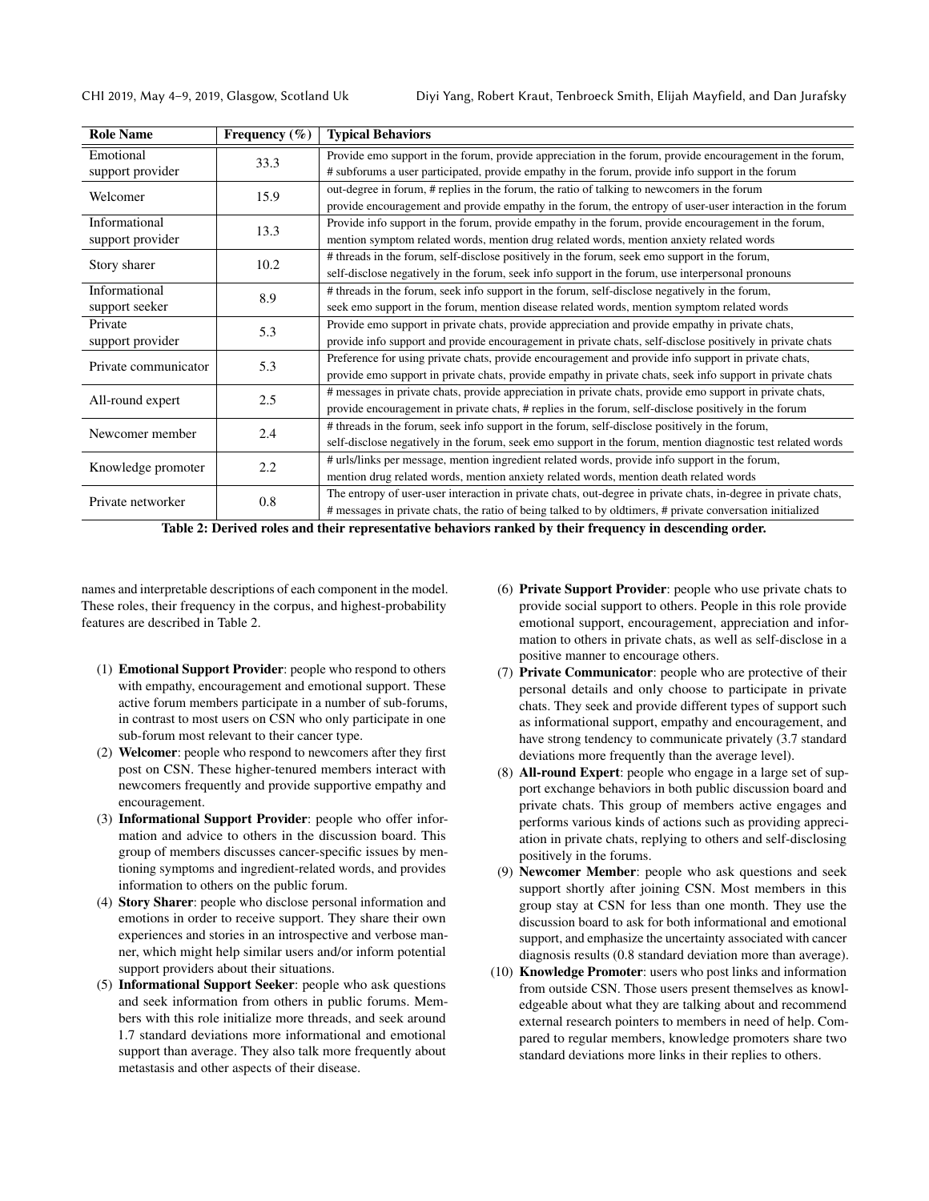| Role Name | Frequency (%) | Typical Behaviors |
|---|---|---|
| Emotional support provider | 33.3 | Provide emo support in the forum, provide appreciation in the forum, provide encouragement in the forum, # subforums a user participated, provide empathy in the forum, provide info support in the forum |
| Welcomer | 15.9 | out-degree in forum, # replies in the forum, the ratio of talking to newcomers in the forum provide encouragement and provide empathy in the forum, the entropy of user-user interaction in the forum |
| Informational support provider | 13.3 | Provide info support in the forum, provide empathy in the forum, provide encouragement in the forum, mention symptom related words, mention drug related words, mention anxiety related words |
| Story sharer | 10.2 | # threads in the forum, self-disclose positively in the forum, seek emo support in the forum, self-disclose negatively in the forum, seek info support in the forum, use interpersonal pronouns |
| Informational support seeker | 8.9 | # threads in the forum, seek info support in the forum, self-disclose negatively in the forum, seek emo support in the forum, mention disease related words, mention symptom related words |
| Private support provider | 5.3 | Provide emo support in private chats, provide appreciation and provide empathy in private chats, provide info support and provide encouragement in private chats, self-disclose positively in private chats |
| Private communicator | 5.3 | Preference for using private chats, provide encouragement and provide info support in private chats, provide emo support in private chats, provide empathy in private chats, seek info support in private chats |
| All-round expert | 2.5 | # messages in private chats, provide appreciation in private chats, provide emo support in private chats, provide encouragement in private chats, # replies in the forum, self-disclose positively in the forum |
| Newcomer member | 2.4 | # threads in the forum, seek info support in the forum, self-disclose positively in the forum, self-disclose negatively in the forum, seek emo support in the forum, mention diagnostic test related words |
| Knowledge promoter | 2.2 | # urls/links per message, mention ingredient related words, provide info support in the forum, mention drug related words, mention anxiety related words, mention death related words |
| Private networker | 0.8 | The entropy of user-user interaction in private chats, out-degree in private chats, in-degree in private chats, # messages in private chats, the ratio of being talked to by oldtimers, # private conversation initialized |

**Table 2: Derived roles and their representative behaviors ranked by their frequency in descending order.**

names and interpretable descriptions of each component in the model. These roles, their frequency in the corpus, and highest-probability features are described in Table 2.

(1) **Emotional Support Provider**: people who respond to others with empathy, encouragement and emotional support. These active forum members participate in a number of sub-forums, in contrast to most users on CSN who only participate in one sub-forum most relevant to their cancer type.

(2) **Welcomer**: people who respond to newcomers after they first post on CSN. These higher-tenured members interact with newcomers frequently and provide supportive empathy and encouragement.

(3) **Informational Support Provider**: people who offer information and advice to others in the discussion board. This group of members discusses cancer-specific issues by mentioning symptoms and ingredient-related words, and provides information to others on the public forum.

(4) **Story Sharer**: people who disclose personal information and emotions in order to receive support. They share their own experiences and stories in an introspective and verbose manner, which might help similar users and/or inform potential support providers about their situations.

(5) **Informational Support Seeker**: people who ask questions and seek information from others in public forums. Members with this role initialize more threads, and seek around 1.7 standard deviations more informational and emotional support than average. They also talk more frequently about metastasis and other aspects of their disease.

(6) **Private Support Provider**: people who use private chats to provide social support to others. People in this role provide emotional support, encouragement, appreciation and information to others in private chats, as well as self-disclose in a positive manner to encourage others.

(7) **Private Communicator**: people who are protective of their personal details and only choose to participate in private chats. They seek and provide different types of support such as informational support, empathy and encouragement, and have strong tendency to communicate privately (3.7 standard deviations more frequently than the average level).

(8) **All-round Expert**: people who engage in a large set of support exchange behaviors in both public discussion board and private chats. This group of members active engages and performs various kinds of actions such as providing appreciation in private chats, replying to others and self-disclosing positively in the forums.

(9) **Newcomer Member**: people who ask questions and seek support shortly after joining CSN. Most members in this group stay at CSN for less than one month. They use the discussion board to ask for both informational and emotional support, and emphasize the uncertainty associated with cancer diagnosis results (0.8 standard deviation more than average).

(10) **Knowledge Promoter**: users who post links and information from outside CSN. Those users present themselves as knowledgeable about what they are talking about and recommend external research pointers to members in need of help. Compared to regular members, knowledge promoters share two standard deviations more links in their replies to others.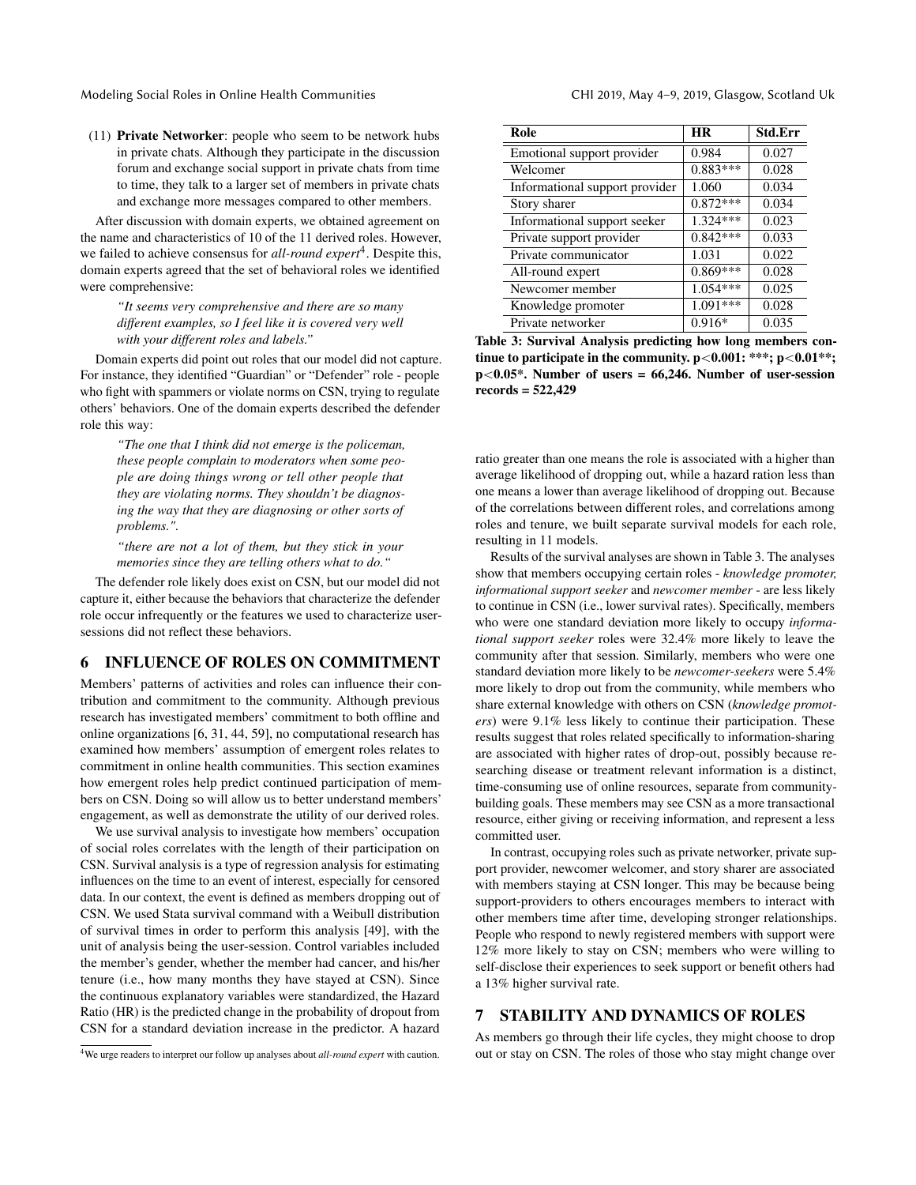(11) **Private Networker**: people who seem to be network hubs in private chats. Although they participate in the discussion forum and exchange social support in private chats from time to time, they talk to a larger set of members in private chats and exchange more messages compared to other members.

After discussion with domain experts, we obtained agreement on the name and characteristics of 10 of the 11 derived roles. However, we failed to achieve consensus for *all-round expert*[4]. Despite this, domain experts agreed that the set of behavioral roles we identified were comprehensive:

> *"It seems very comprehensive and there are so many different examples, so I feel like it is covered very well with your different roles and labels."*

Domain experts did point out roles that our model did not capture. For instance, they identified "Guardian" or "Defender" role - people who fight with spammers or violate norms on CSN, trying to regulate others' behaviors. One of the domain experts described the defender role this way:

> *"The one that I think did not emerge is the policeman, these people complain to moderators when some people are doing things wrong or tell other people that they are violating norms. They shouldn't be diagnosing the way that they are diagnosing or other sorts of problems.".*

> *"there are not a lot of them, but they stick in your memories since they are telling others what to do."*

The defender role likely does exist on CSN, but our model did not capture it, either because the behaviors that characterize the defender role occur infrequently or the features we used to characterize user-sessions did not reflect these behaviors.

# 6 INFLUENCE OF ROLES ON COMMITMENT

Members' patterns of activities and roles can influence their contribution and commitment to the community. Although previous research has investigated members' commitment to both offline and online organizations [6, 31, 44, 59], no computational research has examined how members' assumption of emergent roles relates to commitment in online health communities. This section examines how emergent roles help predict continued participation of members on CSN. Doing so will allow us to better understand members' engagement, as well as demonstrate the utility of our derived roles.

We use survival analysis to investigate how members' occupation of social roles correlates with the length of their participation on CSN. Survival analysis is a type of regression analysis for estimating influences on the time to an event of interest, especially for censored data. In our context, the event is defined as members dropping out of CSN. We used Stata survival command with a Weibull distribution of survival times in order to perform this analysis [49], with the unit of analysis being the user-session. Control variables included the member's gender, whether the member had cancer, and his/her tenure (i.e., how many months they have stayed at CSN). Since the continuous explanatory variables were standardized, the Hazard Ratio (HR) is the predicted change in the probability of dropout from CSN for a standard deviation increase in the predictor. A hazard

[4] We urge readers to interpret our follow up analyses about *all-round expert* with caution.

| Role | HR | Std.Err |
|---|---|---|
| Emotional support provider | 0.984 | 0.027 |
| Welcomer | 0.883*** | 0.028 |
| Informational support provider | 1.060 | 0.034 |
| Story sharer | 0.872*** | 0.034 |
| Informational support seeker | 1.324*** | 0.023 |
| Private support provider | 0.842*** | 0.033 |
| Private communicator | 1.031 | 0.022 |
| All-round expert | 0.869*** | 0.028 |
| Newcomer member | 1.054*** | 0.025 |
| Knowledge promoter | 1.091*** | 0.028 |
| Private networker | 0.916* | 0.035 |

**Table 3: Survival Analysis predicting how long members continue to participate in the community. $p<0.001$: ***; $p<0.01$**; $p<0.05$*. Number of users = 66,246. Number of user-session records = 522,429**

ratio greater than one means the role is associated with a higher than average likelihood of dropping out, while a hazard ration less than one means a lower than average likelihood of dropping out. Because of the correlations between different roles, and correlations among roles and tenure, we built separate survival models for each role, resulting in 11 models.

Results of the survival analyses are shown in Table 3. The analyses show that members occupying certain roles - *knowledge promoter, informational support seeker* and *newcomer member* - are less likely to continue in CSN (i.e., lower survival rates). Specifically, members who were one standard deviation more likely to occupy *informational support seeker* roles were 32.4% more likely to leave the community after that session. Similarly, members who were one standard deviation more likely to be *newcomer-seekers* were 5.4% more likely to drop out from the community, while members who share external knowledge with others on CSN (*knowledge promoters*) were 9.1% less likely to continue their participation. These results suggest that roles related specifically to information-sharing are associated with higher rates of drop-out, possibly because researching disease or treatment relevant information is a distinct, time-consuming use of online resources, separate from community-building goals. These members may see CSN as a more transactional resource, either giving or receiving information, and represent a less committed user.

In contrast, occupying roles such as private networker, private support provider, newcomer welcomer, and story sharer are associated with members staying at CSN longer. This may be because being support-providers to others encourages members to interact with other members time after time, developing stronger relationships. People who respond to newly registered members with support were 12% more likely to stay on CSN; members who were willing to self-disclose their experiences to seek support or benefit others had a 13% higher survival rate.

# 7 STABILITY AND DYNAMICS OF ROLES

As members go through their life cycles, they might choose to drop out or stay on CSN. The roles of those who stay might change over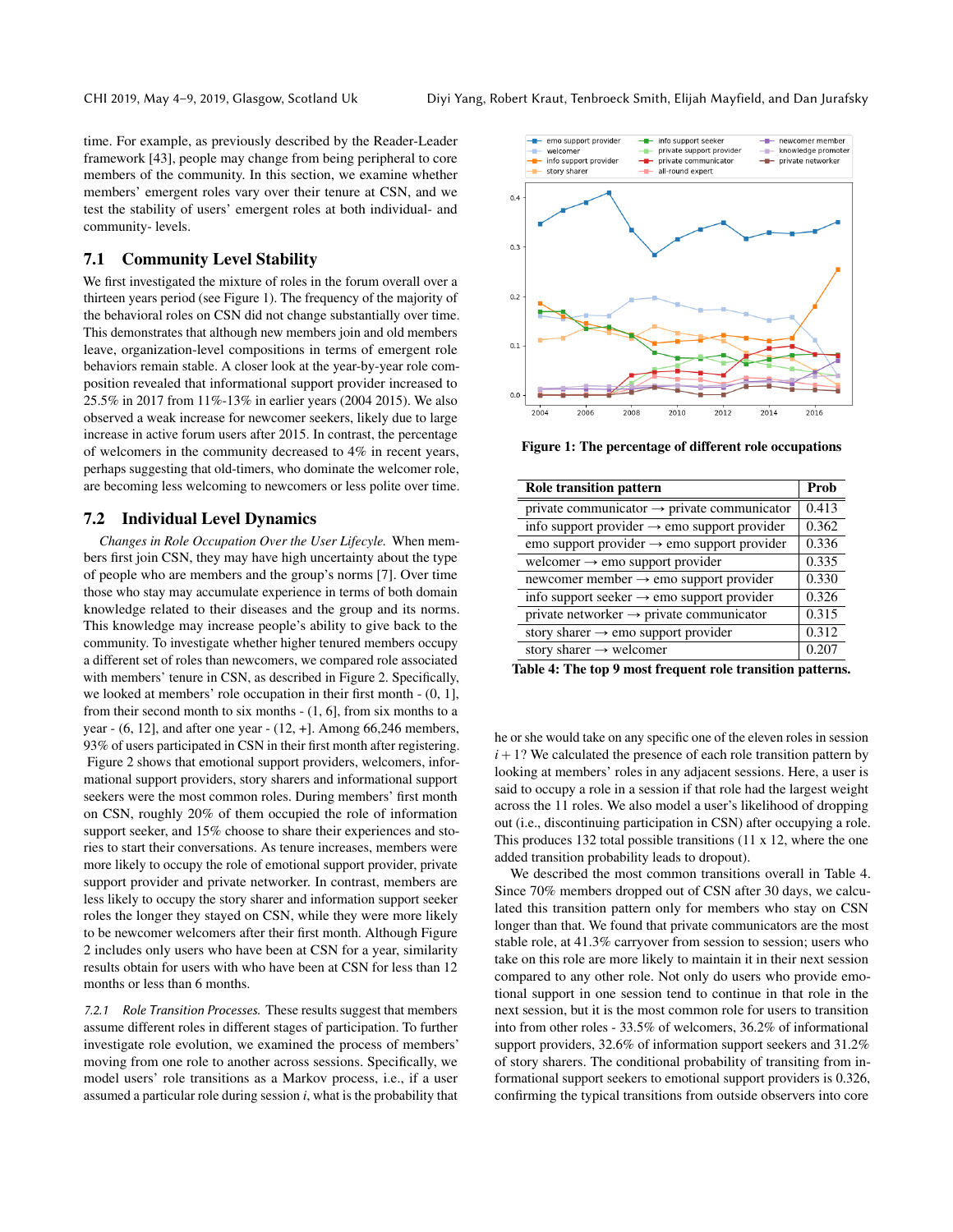time. For example, as previously described by the Reader-Leader framework [43], people may change from being peripheral to core members of the community. In this section, we examine whether members' emergent roles vary over their tenure at CSN, and we test the stability of users' emergent roles at both individual- and community- levels.

## 7.1 Community Level Stability

We first investigated the mixture of roles in the forum overall over a thirteen years period (see Figure 1). The frequency of the majority of the behavioral roles on CSN did not change substantially over time. This demonstrates that although new members join and old members leave, organization-level compositions in terms of emergent role behaviors remain stable. A closer look at the year-by-year role composition revealed that informational support provider increased to 25.5% in 2017 from 11%-13% in earlier years (2004 2015). We also observed a weak increase for newcomer seekers, likely due to large increase in active forum users after 2015. In contrast, the percentage of welcomers in the community decreased to 4% in recent years, perhaps suggesting that old-timers, who dominate the welcomer role, are becoming less welcoming to newcomers or less polite over time.

## 7.2 Individual Level Dynamics

*Changes in Role Occupation Over the User Lifecyle.* When members first join CSN, they may have high uncertainty about the type of people who are members and the group's norms [7]. Over time those who stay may accumulate experience in terms of both domain knowledge related to their diseases and the group and its norms. This knowledge may increase people's ability to give back to the community. To investigate whether higher tenured members occupy a different set of roles than newcomers, we compared role associated with members' tenure in CSN, as described in Figure 2. Specifically, we looked at members' role occupation in their first month - (0, 1], from their second month to six months - (1, 6], from six months to a year - (6, 12], and after one year - (12, +]. Among 66,246 members, 93% of users participated in CSN in their first month after registering. Figure 2 shows that emotional support providers, welcomers, informational support providers, story sharers and informational support seekers were the most common roles. During members' first month on CSN, roughly 20% of them occupied the role of information support seeker, and 15% choose to share their experiences and stories to start their conversations. As tenure increases, members were more likely to occupy the role of emotional support provider, private support provider and private networker. In contrast, members are less likely to occupy the story sharer and information support seeker roles the longer they stayed on CSN, while they were more likely to be newcomer welcomers after their first month. Although Figure 2 includes only users who have been at CSN for a year, similarity results obtain for users with who have been at CSN for less than 12 months or less than 6 months.

*7.2.1 Role Transition Processes.* These results suggest that members assume different roles in different stages of participation. To further investigate role evolution, we examined the process of members' moving from one role to another across sessions. Specifically, we model users' role transitions as a Markov process, i.e., if a user assumed a particular role during session $i$, what is the probability that he or she would take on any specific one of the eleven roles in session $i+1$? We calculated the presence of each role transition pattern by looking at members' roles in any adjacent sessions. Here, a user is said to occupy a role in a session if that role had the largest weight across the 11 roles. We also model a user's likelihood of dropping out (i.e., discontinuing participation in CSN) after occupying a role. This produces 132 total possible transitions (11 x 12, where the one added transition probability leads to dropout).

Figure 1: The percentage of different role occupations

| Role transition pattern | Prob |
|---|---|
| private communicator → private communicator | 0.413 |
| info support provider → emo support provider | 0.362 |
| emo support provider → emo support provider | 0.336 |
| welcomer → emo support provider | 0.335 |
| newcomer member → emo support provider | 0.330 |
| info support seeker → emo support provider | 0.326 |
| private networker → private communicator | 0.315 |
| story sharer → emo support provider | 0.312 |
| story sharer → welcomer | 0.207 |

**Table 4: The top 9 most frequent role transition patterns.**

We described the most common transitions overall in Table 4. Since 70% members dropped out of CSN after 30 days, we calculated this transition pattern only for members who stay on CSN longer than that. We found that private communicators are the most stable role, at 41.3% carryover from session to session; users who take on this role are more likely to maintain it in their next session compared to any other role. Not only do users who provide emotional support in one session tend to continue in that role in the next session, but it is the most common role for users to transition into from other roles - 33.5% of welcomers, 36.2% of informational support providers, 32.6% of information support seekers and 31.2% of story sharers. The conditional probability of transiting from informational support seekers to emotional support providers is 0.326, confirming the typical transitions from outside observers into core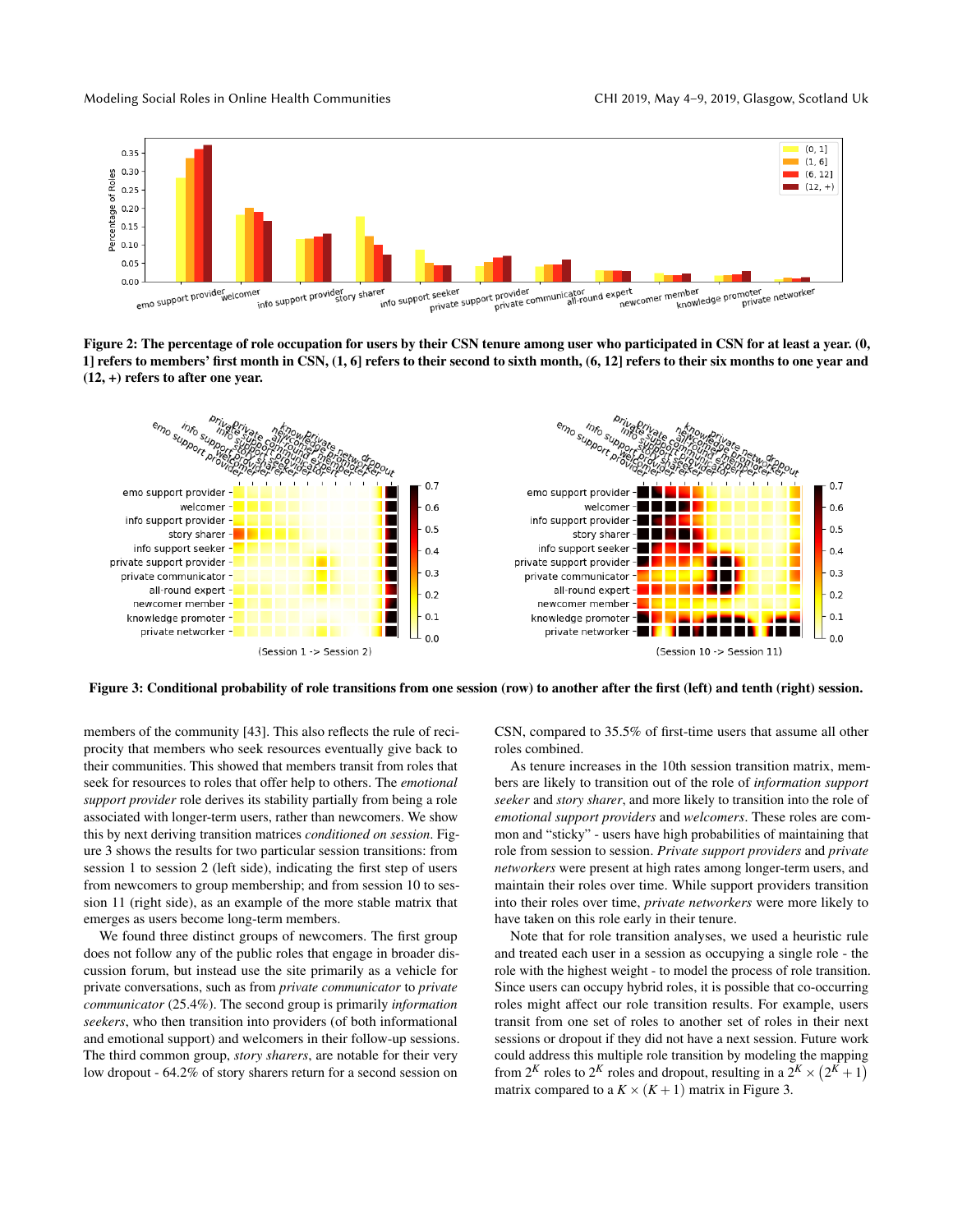Figure 2: The percentage of role occupation for users by their CSN tenure among user who participated in CSN for at least a year. (0, 1] refers to members' first month in CSN, (1, 6] refers to their second to sixth month, (6, 12] refers to their six months to one year and (12, +) refers to after one year.

Figure 3: Conditional probability of role transitions from one session (row) to another after the first (left) and tenth (right) session.

members of the community [43]. This also reflects the rule of reciprocity that members who seek resources eventually give back to their communities. This showed that members transit from roles that seek for resources to roles that offer help to others. The *emotional support provider* role derives its stability partially from being a role associated with longer-term users, rather than newcomers. We show this by next deriving transition matrices *conditioned on session*. Figure 3 shows the results for two particular session transitions: from session 1 to session 2 (left side), indicating the first step of users from newcomers to group membership; and from session 10 to session 11 (right side), as an example of the more stable matrix that emerges as users become long-term members.

We found three distinct groups of newcomers. The first group does not follow any of the public roles that engage in broader discussion forum, but instead use the site primarily as a vehicle for private conversations, such as from *private communicator* to *private communicator* (25.4%). The second group is primarily *information seekers*, who then transition into providers (of both informational and emotional support) and welcomers in their follow-up sessions. The third common group, *story sharers*, are notable for their very low dropout - 64.2% of story sharers return for a second session on CSN, compared to 35.5% of first-time users that assume all other roles combined.

As tenure increases in the 10th session transition matrix, members are likely to transition out of the role of *information support seeker* and *story sharer*, and more likely to transition into the role of *emotional support providers* and *welcomers*. These roles are common and "sticky" - users have high probabilities of maintaining that role from session to session. *Private support providers* and *private networkers* were present at high rates among longer-term users, and maintain their roles over time. While support providers transition into their roles over time, *private networkers* were more likely to have taken on this role early in their tenure.

Note that for role transition analyses, we used a heuristic rule and treated each user in a session as occupying a single role - the role with the highest weight - to model the process of role transition. Since users can occupy hybrid roles, it is possible that co-occurring roles might affect our role transition results. For example, users transit from one set of roles to another set of roles in their next sessions or dropout if they did not have a next session. Future work could address this multiple role transition by modeling the mapping from $2^K$ roles to $2^K$ roles and dropout, resulting in a $2^K \times (2^K + 1)$ matrix compared to a $K \times (K+1)$ matrix in Figure 3.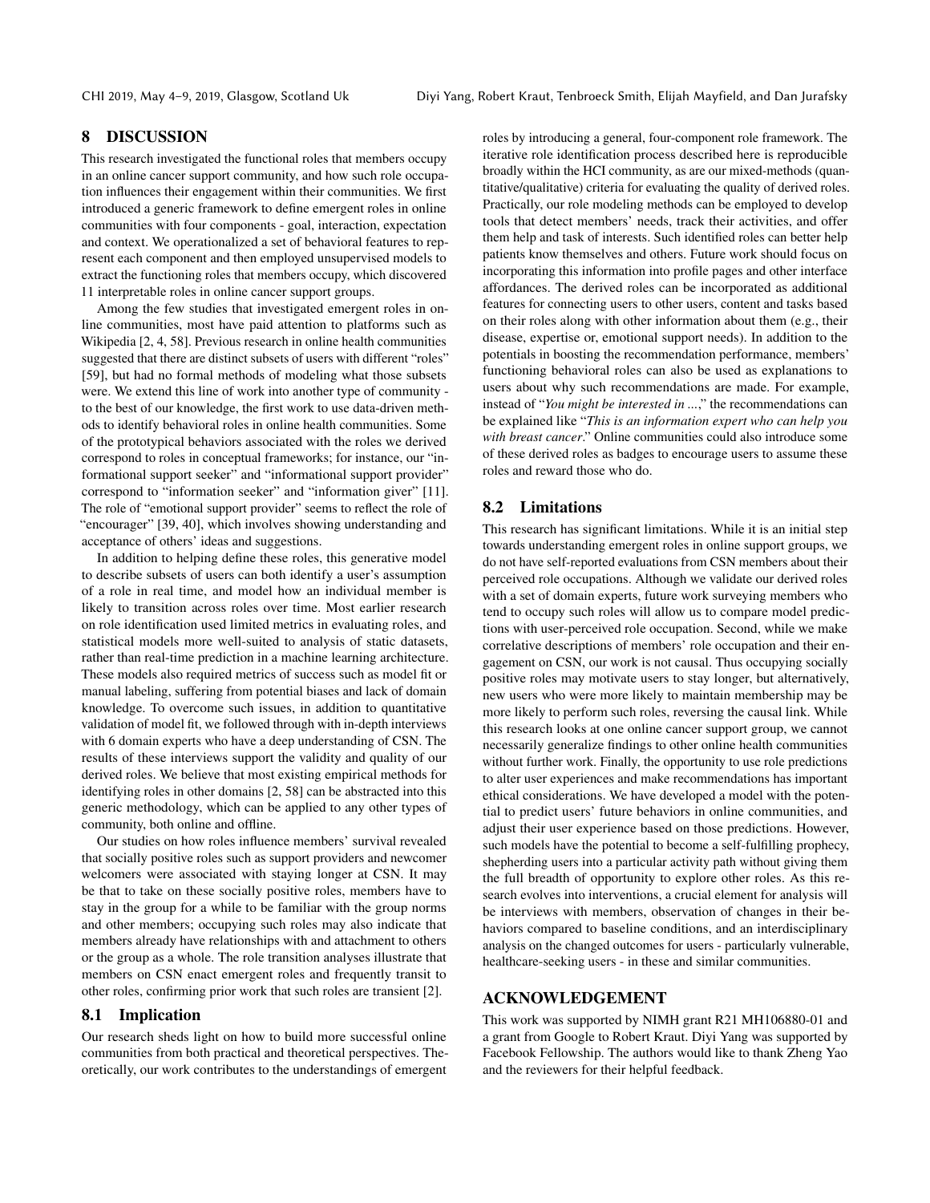## 8 DISCUSSION

This research investigated the functional roles that members occupy in an online cancer support community, and how such role occupation influences their engagement within their communities. We first introduced a generic framework to define emergent roles in online communities with four components - goal, interaction, expectation and context. We operationalized a set of behavioral features to represent each component and then employed unsupervised models to extract the functioning roles that members occupy, which discovered 11 interpretable roles in online cancer support groups.

Among the few studies that investigated emergent roles in online communities, most have paid attention to platforms such as Wikipedia [2, 4, 58]. Previous research in online health communities suggested that there are distinct subsets of users with different "roles" [59], but had no formal methods of modeling what those subsets were. We extend this line of work into another type of community - to the best of our knowledge, the first work to use data-driven methods to identify behavioral roles in online health communities. Some of the prototypical behaviors associated with the roles we derived correspond to roles in conceptual frameworks; for instance, our "informational support seeker" and "informational support provider" correspond to "information seeker" and "information giver" [11]. The role of "emotional support provider" seems to reflect the role of "encourager" [39, 40], which involves showing understanding and acceptance of others' ideas and suggestions.

In addition to helping define these roles, this generative model to describe subsets of users can both identify a user's assumption of a role in real time, and model how an individual member is likely to transition across roles over time. Most earlier research on role identification used limited metrics in evaluating roles, and statistical models more well-suited to analysis of static datasets, rather than real-time prediction in a machine learning architecture. These models also required metrics of success such as model fit or manual labeling, suffering from potential biases and lack of domain knowledge. To overcome such issues, in addition to quantitative validation of model fit, we followed through with in-depth interviews with 6 domain experts who have a deep understanding of CSN. The results of these interviews support the validity and quality of our derived roles. We believe that most existing empirical methods for identifying roles in other domains [2, 58] can be abstracted into this generic methodology, which can be applied to any other types of community, both online and offline.

Our studies on how roles influence members' survival revealed that socially positive roles such as support providers and newcomer welcomers were associated with staying longer at CSN. It may be that to take on these socially positive roles, members have to stay in the group for a while to be familiar with the group norms and other members; occupying such roles may also indicate that members already have relationships with and attachment to others or the group as a whole. The role transition analyses illustrate that members on CSN enact emergent roles and frequently transit to other roles, confirming prior work that such roles are transient [2].

### 8.1 Implication

Our research sheds light on how to build more successful online communities from both practical and theoretical perspectives. Theoretically, our work contributes to the understandings of emergent roles by introducing a general, four-component role framework. The iterative role identification process described here is reproducible broadly within the HCI community, as are our mixed-methods (quantitative/qualitative) criteria for evaluating the quality of derived roles. Practically, our role modeling methods can be employed to develop tools that detect members' needs, track their activities, and offer them help and task of interests. Such identified roles can better help patients know themselves and others. Future work should focus on incorporating this information into profile pages and other interface affordances. The derived roles can be incorporated as additional features for connecting users to other users, content and tasks based on their roles along with other information about them (e.g., their disease, expertise or, emotional support needs). In addition to the potentials in boosting the recommendation performance, members' functioning behavioral roles can also be used as explanations to users about why such recommendations are made. For example, instead of "*You might be interested in ...*," the recommendations can be explained like "*This is an information expert who can help you with breast cancer*." Online communities could also introduce some of these derived roles as badges to encourage users to assume these roles and reward those who do.

### 8.2 Limitations

This research has significant limitations. While it is an initial step towards understanding emergent roles in online support groups, we do not have self-reported evaluations from CSN members about their perceived role occupations. Although we validate our derived roles with a set of domain experts, future work surveying members who tend to occupy such roles will allow us to compare model predictions with user-perceived role occupation. Second, while we make correlative descriptions of members' role occupation and their engagement on CSN, our work is not causal. Thus occupying socially positive roles may motivate users to stay longer, but alternatively, new users who were more likely to maintain membership may be more likely to perform such roles, reversing the causal link. While this research looks at one online cancer support group, we cannot necessarily generalize findings to other online health communities without further work. Finally, the opportunity to use role predictions to alter user experiences and make recommendations has important ethical considerations. We have developed a model with the potential to predict users' future behaviors in online communities, and adjust their user experience based on those predictions. However, such models have the potential to become a self-fulfilling prophecy, shepherding users into a particular activity path without giving them the full breadth of opportunity to explore other roles. As this research evolves into interventions, a crucial element for analysis will be interviews with members, observation of changes in their behaviors compared to baseline conditions, and an interdisciplinary analysis on the changed outcomes for users - particularly vulnerable, healthcare-seeking users - in these and similar communities.

## ACKNOWLEDGEMENT

This work was supported by NIMH grant R21 MH106880-01 and a grant from Google to Robert Kraut. Diyi Yang was supported by Facebook Fellowship. The authors would like to thank Zheng Yao and the reviewers for their helpful feedback.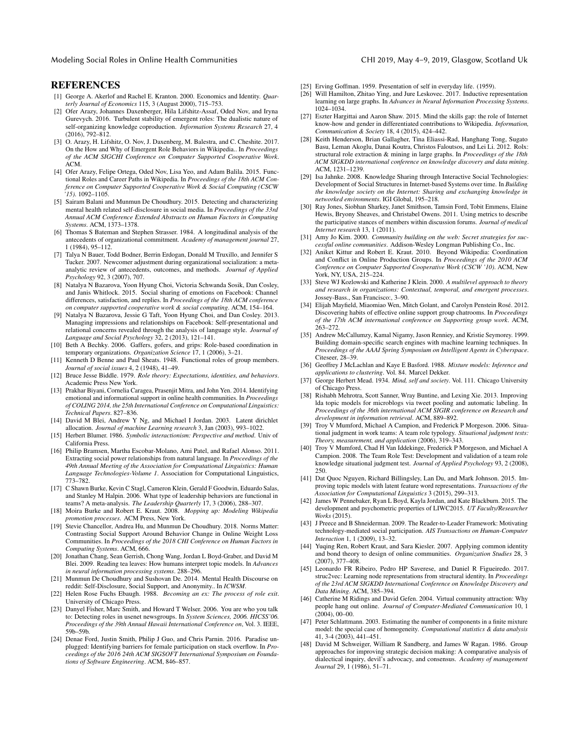# REFERENCES

[1] George A. Akerlof and Rachel E. Kranton. 2000. Economics and Identity. *Quarterly Journal of Economics* 115, 3 (August 2000), 715–753.

[2] Ofer Arazy, Johannes Daxenberger, Hila Lifshitz-Assaf, Oded Nov, and Iryna Gurevych. 2016. Turbulent stability of emergent roles: The dualistic nature of self-organizing knowledge coproduction. *Information Systems Research* 27, 4 (2016), 792–812.

[3] O. Arazy, H. Lifshitz, O. Nov, J. Daxenberg, M. Balestra, and C. Cheshite. 2017. On the How and Why of Emergent Role Behaviors in Wikipedia.. In *Proceedings of the ACM SIGCHI Conference on Computer Supported Cooperative Work*. ACM.

[4] Ofer Arazy, Felipe Ortega, Oded Nov, Lisa Yeo, and Adam Balila. 2015. Functional Roles and Career Paths in Wikipedia. In *Proceedings of the 18th ACM Conference on Computer Supported Cooperative Work & Social Computing (CSCW '15)*. 1092–1105.

[5] Sairam Balani and Munmun De Choudhury. 2015. Detecting and characterizing mental health related self-disclosure in social media. In *Proceedings of the 33rd Annual ACM Conference Extended Abstracts on Human Factors in Computing Systems*. ACM, 1373–1378.

[6] Thomas S Bateman and Stephen Strasser. 1984. A longitudinal analysis of the antecedents of organizational commitment. *Academy of management journal* 27, 1 (1984), 95–112.

[7] Talya N Bauer, Todd Bodner, Berrin Erdogan, Donald M Truxillo, and Jennifer S Tucker. 2007. Newcomer adjustment during organizational socialization: a meta-analytic review of antecedents, outcomes, and methods. *Journal of Applied Psychology* 92, 3 (2007), 707.

[8] Natalya N Bazarova, Yoon Hyung Choi, Victoria Schwanda Sosik, Dan Cosley, and Janis Whitlock. 2015. Social sharing of emotions on Facebook: Channel differences, satisfaction, and replies. In *Proceedings of the 18th ACM conference on computer supported cooperative work & social computing*. ACM, 154–164.

[9] Natalya N Bazarova, Jessie G Taft, Yoon Hyung Choi, and Dan Cosley. 2013. Managing impressions and relationships on Facebook: Self-presentational and relational concerns revealed through the analysis of language style. *Journal of Language and Social Psychology* 32, 2 (2013), 121–141.

[10] Beth A Bechky. 2006. Gaffers, gofers, and grips: Role-based coordination in temporary organizations. *Organization Science* 17, 1 (2006), 3–21.

[11] Kenneth D Benne and Paul Sheats. 1948. Functional roles of group members. *Journal of social issues* 4, 2 (1948), 41–49.

[12] Bruce Jesse Biddle. 1979. *Role theory: Expectations, identities, and behaviors*. Academic Press New York.

[13] Prakhar Biyani, Cornelia Caragea, Prasenjit Mitra, and John Yen. 2014. Identifying emotional and informational support in online health communities. In *Proceedings of COLING 2014, the 25th International Conference on Computational Linguistics: Technical Papers*. 827–836.

[14] David M Blei, Andrew Y Ng, and Michael I Jordan. 2003. Latent dirichlet allocation. *Journal of machine Learning research* 3, Jan (2003), 993–1022.

[15] Herbert Blumer. 1986. *Symbolic interactionism: Perspective and method*. Univ of California Press.

[16] Philip Bramsen, Martha Escobar-Molano, Ami Patel, and Rafael Alonso. 2011. Extracting social power relationships from natural language. In *Proceedings of the 49th Annual Meeting of the Association for Computational Linguistics: Human Language Technologies-Volume 1*. Association for Computational Linguistics, 773–782.

[17] C Shawn Burke, Kevin C Stagl, Cameron Klein, Gerald F Goodwin, Eduardo Salas, and Stanley M Halpin. 2006. What type of leadership behaviors are functional in teams? A meta-analysis. *The Leadership Quarterly* 17, 3 (2006), 288–307.

[18] Moira Burke and Robert E. Kraut. 2008. *Mopping up: Modeling Wikipedia promotion processes*. ACM Press, New York.

[19] Stevie Chancellor, Andrea Hu, and Munmun De Choudhury. 2018. Norms Matter: Contrasting Social Support Around Behavior Change in Online Weight Loss Communities. In *Proceedings of the 2018 CHI Conference on Human Factors in Computing Systems*. ACM, 666.

[20] Jonathan Chang, Sean Gerrish, Chong Wang, Jordan L Boyd-Graber, and David M Blei. 2009. Reading tea leaves: How humans interpret topic models. In *Advances in neural information processing systems*. 288–296.

[21] Munmun De Choudhury and Sushovan De. 2014. Mental Health Discourse on reddit: Self-Disclosure, Social Support, and Anonymity.. In *ICWSM*.

[22] Helen Rose Fuchs Ebaugh. 1988. *Becoming an ex: The process of role exit*. University of Chicago Press.

[23] Danyel Fisher, Marc Smith, and Howard T Welser. 2006. You are who you talk to: Detecting roles in usenet newsgroups. In *System Sciences, 2006. HICSS'06. Proceedings of the 39th Annual Hawaii International Conference on*, Vol. 3. IEEE, 59b–59b.

[24] Denae Ford, Justin Smith, Philip J Guo, and Chris Parnin. 2016. Paradise unplugged: Identifying barriers for female participation on stack overflow. In *Proceedings of the 2016 24th ACM SIGSOFT International Symposium on Foundations of Software Engineering*. ACM, 846–857.

[25] Erving Goffman. 1959. Presentation of self in everyday life. (1959).

[26] Will Hamilton, Zhitao Ying, and Jure Leskovec. 2017. Inductive representation learning on large graphs. In *Advances in Neural Information Processing Systems*. 1024–1034.

[27] Eszter Hargittai and Aaron Shaw. 2015. Mind the skills gap: the role of Internet know-how and gender in differentiated contributions to Wikipedia. *Information, Communication & Society* 18, 4 (2015), 424–442.

[28] Keith Henderson, Brian Gallagher, Tina Eliassi-Rad, Hanghang Tong, Sugato Basu, Leman Akoglu, Danai Koutra, Christos Faloutsos, and Lei Li. 2012. Rolx: structural role extraction & mining in large graphs. In *Proceedings of the 18th ACM SIGKDD international conference on knowledge discovery and data mining*. ACM, 1231–1239.

[29] Isa Jahnke. 2008. Knowledge Sharing through Interactive Social Technologies: Development of Social Structures in Internet-based Systems over time. In *Building the knowledge society on the Internet: Sharing and exchanging knowledge in networked environments*. IGI Global, 195–218.

[30] Ray Jones, Siobhan Sharkey, Janet Smithson, Tamsin Ford, Tobit Emmens, Elaine Hewis, Bryony Sheaves, and Christabel Owens. 2011. Using metrics to describe the participative stances of members within discussion forums. *Journal of medical Internet research* 13, 1 (2011).

[31] Amy Jo Kim. 2000. *Community building on the web: Secret strategies for successful online communities*. Addison-Wesley Longman Publishing Co., Inc.

[32] Aniket Kittur and Robert E. Kraut. 2010. Beyond Wikipedia: Coordination and Conflict in Online Production Groups. In *Proceedings of the 2010 ACM Conference on Computer Supported Cooperative Work (CSCW '10)*. ACM, New York, NY, USA, 215–224.

[33] Steve WJ Kozlowski and Katherine J Klein. 2000. *A multilevel approach to theory and research in organizations: Contextual, temporal, and emergent processes*. Jossey-Bass., San Francisco:, 3–90.

[34] Elijah Mayfield, Miaomiao Wen, Mitch Golant, and Carolyn Penstein Rosé. 2012. Discovering habits of effective online support group chatrooms. In *Proceedings of the 17th ACM international conference on Supporting group work*. ACM, 263–272.

[35] Andrew McCallumzy, Kamal Nigamy, Jason Renniey, and Kristie Seymorey. 1999. Building domain-specific search engines with machine learning techniques. In *Proceedings of the AAAI Spring Symposium on Intelligent Agents in Cyberspace*. Citeseer, 28–39.

[36] Geoffrey J McLachlan and Kaye E Basford. 1988. *Mixture models: Inference and applications to clustering*. Vol. 84. Marcel Dekker.

[37] George Herbert Mead. 1934. *Mind, self and society*. Vol. 111. Chicago University of Chicago Press.

[38] Rishabh Mehrotra, Scott Sanner, Wray Buntine, and Lexing Xie. 2013. Improving lda topic models for microblogs via tweet pooling and automatic labeling. In *Proceedings of the 36th international ACM SIGIR conference on Research and development in information retrieval*. ACM, 889–892.

[39] Troy V Mumford, Michael A Campion, and Frederick P Morgeson. 2006. Situational judgment in work teams: A team role typology. *Situational judgment tests: Theory, measurement, and application* (2006), 319–343.

[40] Troy V Mumford, Chad H Van Iddekinge, Frederick P Morgeson, and Michael A Campion. 2008. The Team Role Test: Development and validation of a team role knowledge situational judgment test. *Journal of Applied Psychology* 93, 2 (2008), 250.

[41] Dat Quoc Nguyen, Richard Billingsley, Lan Du, and Mark Johnson. 2015. Improving topic models with latent feature word representations. *Transactions of the Association for Computational Linguistics* 3 (2015), 299–313.

[42] James W Pennebaker, Ryan L Boyd, Kayla Jordan, and Kate Blackburn. 2015. The development and psychometric properties of LIWC2015. *UT Faculty/Researcher Works* (2015).

[43] J Preece and B Shneiderman. 2009. The Reader-to-Leader Framework: Motivating technology-mediated social participation. *AIS Transactions on Human-Computer Interaction* 1, 1 (2009), 13–32.

[44] Yuqing Ren, Robert Kraut, and Sara Kiesler. 2007. Applying common identity and bond theory to design of online communities. *Organization Studies* 28, 3 (2007), 377–408.

[45] Leonardo FR Ribeiro, Pedro HP Saverese, and Daniel R Figueiredo. 2017. struc2vec: Learning node representations from structural identity. In *Proceedings of the 23rd ACM SIGKDD International Conference on Knowledge Discovery and Data Mining*. ACM, 385–394.

[46] Catherine M Ridings and David Gefen. 2004. Virtual community attraction: Why people hang out online. *Journal of Computer-Mediated Communication* 10, 1 (2004), 00–00.

[47] Peter Schlattmann. 2003. Estimating the number of components in a finite mixture model: the special case of homogeneity. *Computational statistics & data analysis* 41, 3-4 (2003), 441–451.

[48] David M Schweiger, William R Sandberg, and James W Ragan. 1986. Group approaches for improving strategic decision making: A comparative analysis of dialectical inquiry, devil's advocacy, and consensus. *Academy of management Journal* 29, 1 (1986), 51–71.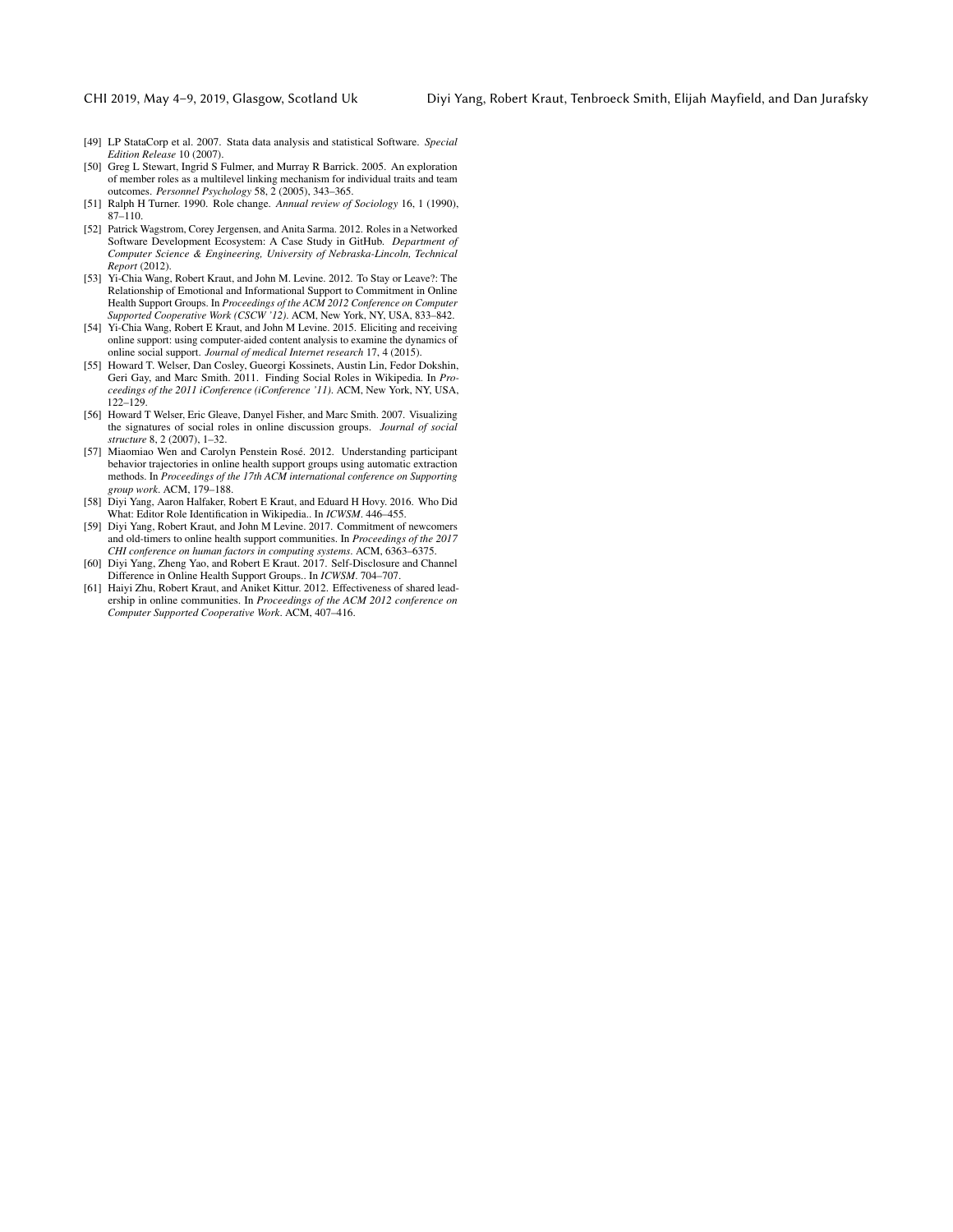[49] LP StataCorp et al. 2007. Stata data analysis and statistical Software. *Special Edition Release* 10 (2007).

[50] Greg L Stewart, Ingrid S Fulmer, and Murray R Barrick. 2005. An exploration of member roles as a multilevel linking mechanism for individual traits and team outcomes. *Personnel Psychology* 58, 2 (2005), 343–365.

[51] Ralph H Turner. 1990. Role change. *Annual review of Sociology* 16, 1 (1990), 87–110.

[52] Patrick Wagstrom, Corey Jergensen, and Anita Sarma. 2012. Roles in a Networked Software Development Ecosystem: A Case Study in GitHub. *Department of Computer Science & Engineering, University of Nebraska-Lincoln, Technical Report* (2012).

[53] Yi-Chia Wang, Robert Kraut, and John M. Levine. 2012. To Stay or Leave?: The Relationship of Emotional and Informational Support to Commitment in Online Health Support Groups. In *Proceedings of the ACM 2012 Conference on Computer Supported Cooperative Work (CSCW '12)*. ACM, New York, NY, USA, 833–842.

[54] Yi-Chia Wang, Robert E Kraut, and John M Levine. 2015. Eliciting and receiving online support: using computer-aided content analysis to examine the dynamics of online social support. *Journal of medical Internet research* 17, 4 (2015).

[55] Howard T. Welser, Dan Cosley, Gueorgi Kossinets, Austin Lin, Fedor Dokshin, Geri Gay, and Marc Smith. 2011. Finding Social Roles in Wikipedia. In *Proceedings of the 2011 iConference (iConference '11)*. ACM, New York, NY, USA, 122–129.

[56] Howard T Welser, Eric Gleave, Danyel Fisher, and Marc Smith. 2007. Visualizing the signatures of social roles in online discussion groups. *Journal of social structure* 8, 2 (2007), 1–32.

[57] Miaomiao Wen and Carolyn Penstein Rosé. 2012. Understanding participant behavior trajectories in online health support groups using automatic extraction methods. In *Proceedings of the 17th ACM international conference on Supporting group work*. ACM, 179–188.

[58] Diyi Yang, Aaron Halfaker, Robert E Kraut, and Eduard H Hovy. 2016. Who Did What: Editor Role Identification in Wikipedia.. In *ICWSM*. 446–455.

[59] Diyi Yang, Robert Kraut, and John M Levine. 2017. Commitment of newcomers and old-timers to online health support communities. In *Proceedings of the 2017 CHI conference on human factors in computing systems*. ACM, 6363–6375.

[60] Diyi Yang, Zheng Yao, and Robert E Kraut. 2017. Self-Disclosure and Channel Difference in Online Health Support Groups.. In *ICWSM*. 704–707.

[61] Haiyi Zhu, Robert Kraut, and Aniket Kittur. 2012. Effectiveness of shared leadership in online communities. In *Proceedings of the ACM 2012 conference on Computer Supported Cooperative Work*. ACM, 407–416.